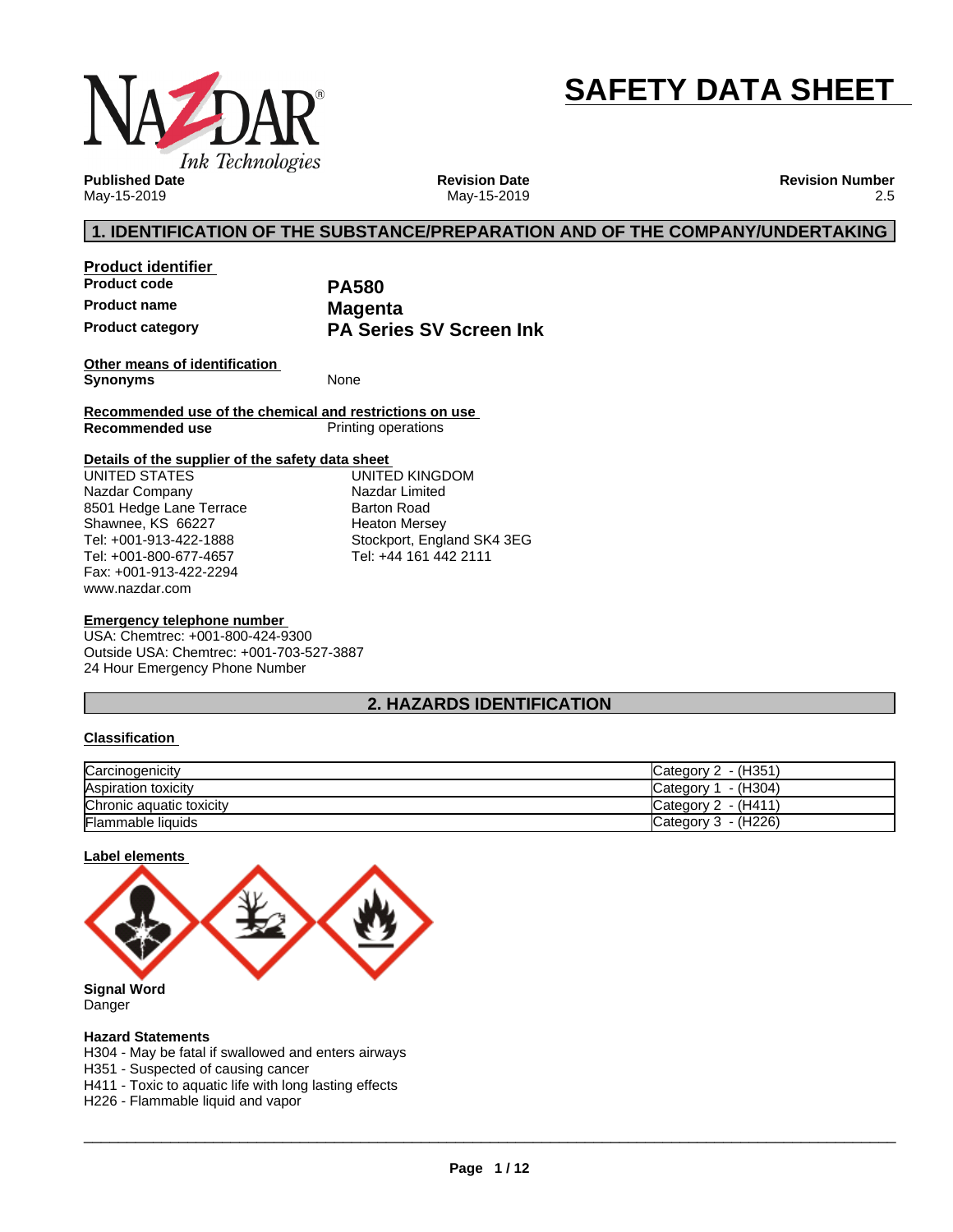# SAFETY DATA SHEET

**Published Date**
May-15-2019

**Revision Date**
May-15-2019

**Revision Number**
2.5

## 1. IDENTIFICATION OF THE SUBSTANCE/PREPARATION AND OF THE COMPANY/UNDERTAKING

### Product identifier

| | |
|---|---|
| **Product code** | **PA580** |
| **Product name** | **Magenta** |
| **Product category** | **PA Series SV Screen Ink** |

### Other means of identification

**Synonyms** None

### Recommended use of the chemical and restrictions on use

**Recommended use** Printing operations

### Details of the supplier of the safety data sheet

UNITED STATES
Nazdar Company
8501 Hedge Lane Terrace
Shawnee, KS 66227
Tel: +001-913-422-1888
Tel: +001-800-677-4657
Fax: +001-913-422-2294
www.nazdar.com

UNITED KINGDOM
Nazdar Limited
Barton Road
Heaton Mersey
Stockport, England SK4 3EG
Tel: +44 161 442 2111

### Emergency telephone number

USA: Chemtrec: +001-800-424-9300
Outside USA: Chemtrec: +001-703-527-3887
24 Hour Emergency Phone Number

## 2. HAZARDS IDENTIFICATION

### Classification

| | |
|---|---|
| Carcinogenicity | Category 2 - (H351) |
| Aspiration toxicity | Category 1 - (H304) |
| Chronic aquatic toxicity | Category 2 - (H411) |
| Flammable liquids | Category 3 - (H226) |

### Label elements

**Signal Word**
Danger

**Hazard Statements**
H304 - May be fatal if swallowed and enters airways
H351 - Suspected of causing cancer
H411 - Toxic to aquatic life with long lasting effects
H226 - Flammable liquid and vapor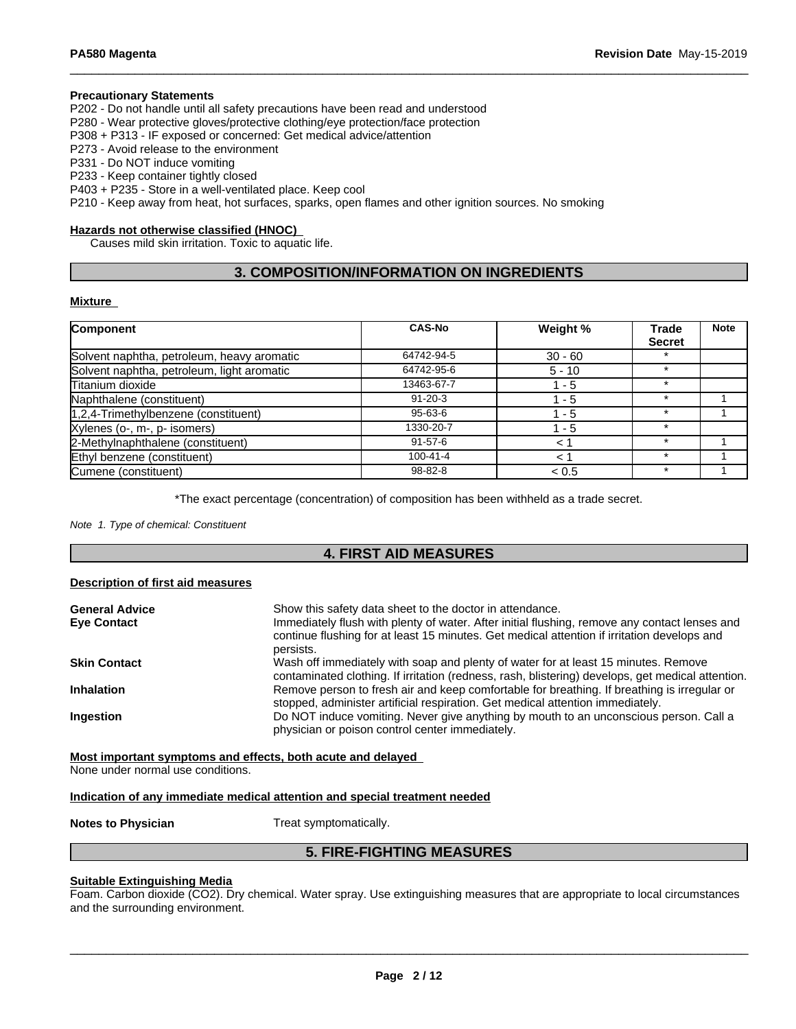### Precautionary Statements

P202 - Do not handle until all safety precautions have been read and understood
P280 - Wear protective gloves/protective clothing/eye protection/face protection
P308 + P313 - IF exposed or concerned: Get medical advice/attention
P273 - Avoid release to the environment
P331 - Do NOT induce vomiting
P233 - Keep container tightly closed
P403 + P235 - Store in a well-ventilated place. Keep cool
P210 - Keep away from heat, hot surfaces, sparks, open flames and other ignition sources. No smoking

### Hazards not otherwise classified (HNOC)

Causes mild skin irritation. Toxic to aquatic life.

## 3. COMPOSITION/INFORMATION ON INGREDIENTS

### Mixture

| Component | CAS-No | Weight % | Trade Secret | Note |
|---|---|---|---|---|
| Solvent naphtha, petroleum, heavy aromatic | 64742-94-5 | 30 - 60 | * | |
| Solvent naphtha, petroleum, light aromatic | 64742-95-6 | 5 - 10 | * | |
| Titanium dioxide | 13463-67-7 | 1 - 5 | * | |
| Naphthalene (constituent) | 91-20-3 | 1 - 5 | * | 1 |
| 1,2,4-Trimethylbenzene (constituent) | 95-63-6 | 1 - 5 | * | 1 |
| Xylenes (o-, m-, p- isomers) | 1330-20-7 | 1 - 5 | * | |
| 2-Methylnaphthalene (constituent) | 91-57-6 | < 1 | * | 1 |
| Ethyl benzene (constituent) | 100-41-4 | < 1 | * | 1 |
| Cumene (constituent) | 98-82-8 | < 0.5 | * | 1 |

*The exact percentage (concentration) of composition has been withheld as a trade secret.

*Note 1. Type of chemical: Constituent*

## 4. FIRST AID MEASURES

### Description of first aid measures

**General Advice**: Show this safety data sheet to the doctor in attendance.

**Eye Contact**: Immediately flush with plenty of water. After initial flushing, remove any contact lenses and continue flushing for at least 15 minutes. Get medical attention if irritation develops and persists.

**Skin Contact**: Wash off immediately with soap and plenty of water for at least 15 minutes. Remove contaminated clothing. If irritation (redness, rash, blistering) develops, get medical attention.

**Inhalation**: Remove person to fresh air and keep comfortable for breathing. If breathing is irregular or stopped, administer artificial respiration. Get medical attention immediately.

**Ingestion**: Do NOT induce vomiting. Never give anything by mouth to an unconscious person. Call a physician or poison control center immediately.

### Most important symptoms and effects, both acute and delayed

None under normal use conditions.

### Indication of any immediate medical attention and special treatment needed

**Notes to Physician**: Treat symptomatically.

## 5. FIRE-FIGHTING MEASURES

### Suitable Extinguishing Media

Foam. Carbon dioxide ($CO_2$). Dry chemical. Water spray. Use extinguishing measures that are appropriate to local circumstances and the surrounding environment.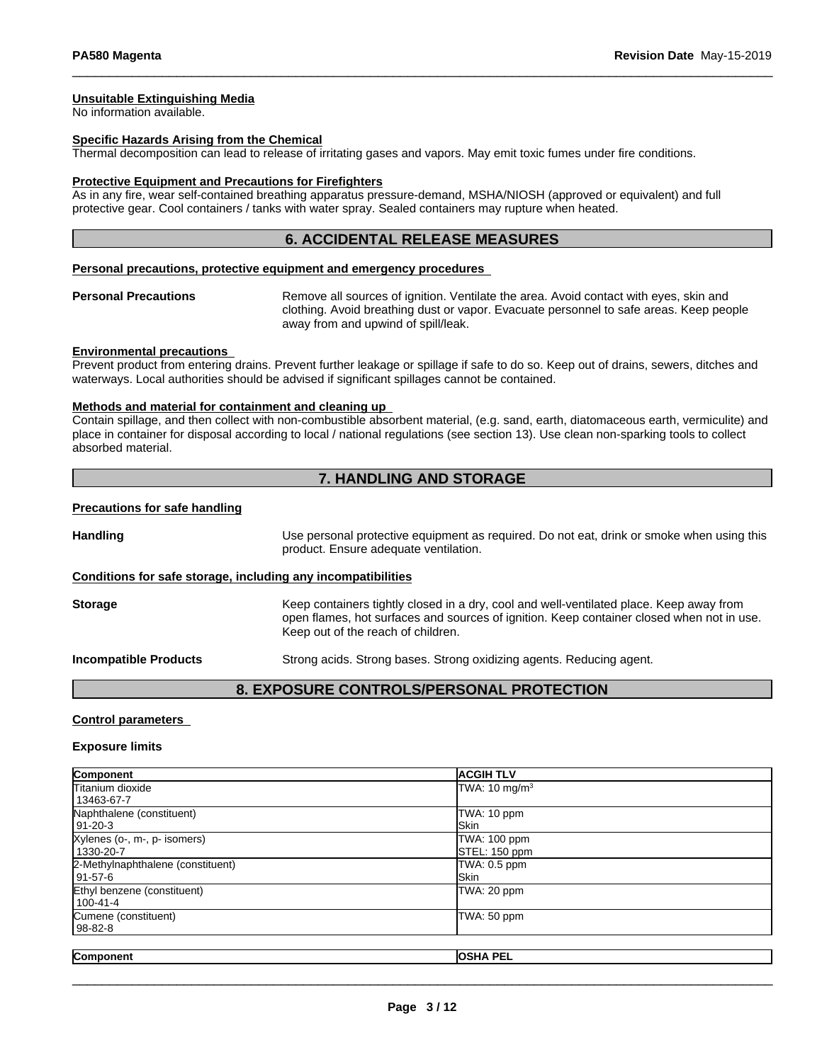**Unsuitable Extinguishing Media**
No information available.

**Specific Hazards Arising from the Chemical**
Thermal decomposition can lead to release of irritating gases and vapors. May emit toxic fumes under fire conditions.

**Protective Equipment and Precautions for Firefighters**
As in any fire, wear self-contained breathing apparatus pressure-demand, MSHA/NIOSH (approved or equivalent) and full protective gear. Cool containers / tanks with water spray. Sealed containers may rupture when heated.

## 6. ACCIDENTAL RELEASE MEASURES

**Personal precautions, protective equipment and emergency procedures**

**Personal Precautions** Remove all sources of ignition. Ventilate the area. Avoid contact with eyes, skin and clothing. Avoid breathing dust or vapor. Evacuate personnel to safe areas. Keep people away from and upwind of spill/leak.

**Environmental precautions**
Prevent product from entering drains. Prevent further leakage or spillage if safe to do so. Keep out of drains, sewers, ditches and waterways. Local authorities should be advised if significant spillages cannot be contained.

**Methods and material for containment and cleaning up**
Contain spillage, and then collect with non-combustible absorbent material, (e.g. sand, earth, diatomaceous earth, vermiculite) and place in container for disposal according to local / national regulations (see section 13). Use clean non-sparking tools to collect absorbed material.

## 7. HANDLING AND STORAGE

**Precautions for safe handling**

**Handling** Use personal protective equipment as required. Do not eat, drink or smoke when using this product. Ensure adequate ventilation.

**Conditions for safe storage, including any incompatibilities**

**Storage** Keep containers tightly closed in a dry, cool and well-ventilated place. Keep away from open flames, hot surfaces and sources of ignition. Keep container closed when not in use. Keep out of the reach of children.

**Incompatible Products** Strong acids. Strong bases. Strong oxidizing agents. Reducing agent.

## 8. EXPOSURE CONTROLS/PERSONAL PROTECTION

**Control parameters**

**Exposure limits**

| Component | ACGIH TLV |
|---|---|
| Titanium dioxide<br>13463-67-7 | TWA: 10 mg/m$^3$ |
| Naphthalene (constituent)<br>91-20-3 | TWA: 10 ppm<br>Skin |
| Xylenes (o-, m-, p- isomers)<br>1330-20-7 | TWA: 100 ppm<br>STEL: 150 ppm |
| 2-Methylnaphthalene (constituent)<br>91-57-6 | TWA: 0.5 ppm<br>Skin |
| Ethyl benzene (constituent)<br>100-41-4 | TWA: 20 ppm |
| Cumene (constituent)<br>98-82-8 | TWA: 50 ppm |

| Component | OSHA PEL |
|---|---|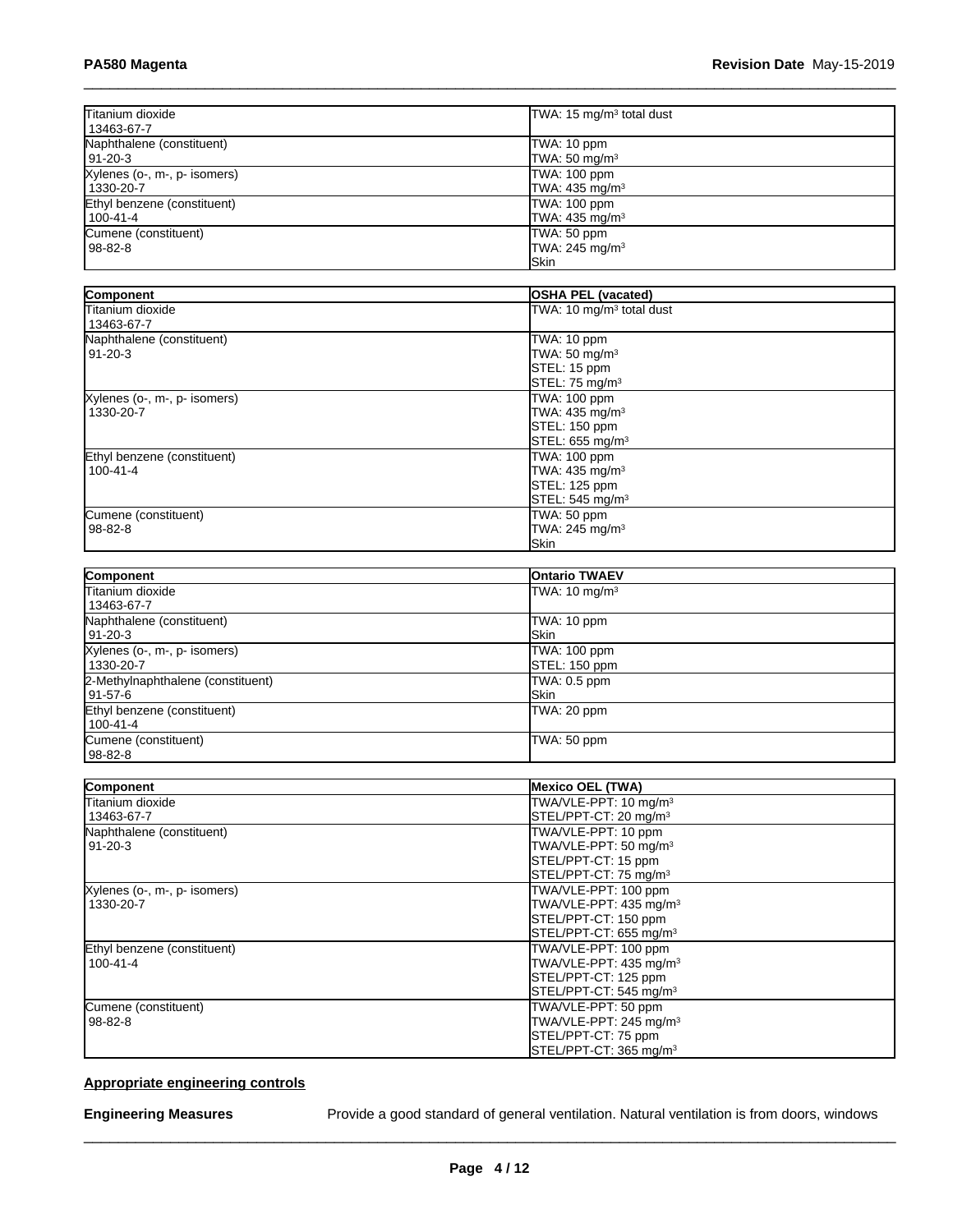| | |
|---|---|
| Titanium dioxide<br>13463-67-7 | TWA: 15 mg/m³ total dust |
| Naphthalene (constituent)<br>91-20-3 | TWA: 10 ppm<br>TWA: 50 mg/m³ |
| Xylenes (o-, m-, p- isomers)<br>1330-20-7 | TWA: 100 ppm<br>TWA: 435 mg/m³ |
| Ethyl benzene (constituent)<br>100-41-4 | TWA: 100 ppm<br>TWA: 435 mg/m³ |
| Cumene (constituent)<br>98-82-8 | TWA: 50 ppm<br>TWA: 245 mg/m³<br>Skin |

| Component | OSHA PEL (vacated) |
|---|---|
| Titanium dioxide<br>13463-67-7 | TWA: 10 mg/m³ total dust |
| Naphthalene (constituent)<br>91-20-3 | TWA: 10 ppm<br>TWA: 50 mg/m³<br>STEL: 15 ppm<br>STEL: 75 mg/m³ |
| Xylenes (o-, m-, p- isomers)<br>1330-20-7 | TWA: 100 ppm<br>TWA: 435 mg/m³<br>STEL: 150 ppm<br>STEL: 655 mg/m³ |
| Ethyl benzene (constituent)<br>100-41-4 | TWA: 100 ppm<br>TWA: 435 mg/m³<br>STEL: 125 ppm<br>STEL: 545 mg/m³ |
| Cumene (constituent)<br>98-82-8 | TWA: 50 ppm<br>TWA: 245 mg/m³<br>Skin |

| Component | Ontario TWAEV |
|---|---|
| Titanium dioxide<br>13463-67-7 | TWA: 10 mg/m³ |
| Naphthalene (constituent)<br>91-20-3 | TWA: 10 ppm<br>Skin |
| Xylenes (o-, m-, p- isomers)<br>1330-20-7 | TWA: 100 ppm<br>STEL: 150 ppm |
| 2-Methylnaphthalene (constituent)<br>91-57-6 | TWA: 0.5 ppm<br>Skin |
| Ethyl benzene (constituent)<br>100-41-4 | TWA: 20 ppm |
| Cumene (constituent)<br>98-82-8 | TWA: 50 ppm |

| Component | Mexico OEL (TWA) |
|---|---|
| Titanium dioxide<br>13463-67-7 | TWA/VLE-PPT: 10 mg/m³<br>STEL/PPT-CT: 20 mg/m³ |
| Naphthalene (constituent)<br>91-20-3 | TWA/VLE-PPT: 10 ppm<br>TWA/VLE-PPT: 50 mg/m³<br>STEL/PPT-CT: 15 ppm<br>STEL/PPT-CT: 75 mg/m³ |
| Xylenes (o-, m-, p- isomers)<br>1330-20-7 | TWA/VLE-PPT: 100 ppm<br>TWA/VLE-PPT: 435 mg/m³<br>STEL/PPT-CT: 150 ppm<br>STEL/PPT-CT: 655 mg/m³ |
| Ethyl benzene (constituent)<br>100-41-4 | TWA/VLE-PPT: 100 ppm<br>TWA/VLE-PPT: 435 mg/m³<br>STEL/PPT-CT: 125 ppm<br>STEL/PPT-CT: 545 mg/m³ |
| Cumene (constituent)<br>98-82-8 | TWA/VLE-PPT: 50 ppm<br>TWA/VLE-PPT: 245 mg/m³<br>STEL/PPT-CT: 75 ppm<br>STEL/PPT-CT: 365 mg/m³ |

**Appropriate engineering controls**

**Engineering Measures** Provide a good standard of general ventilation. Natural ventilation is from doors, windows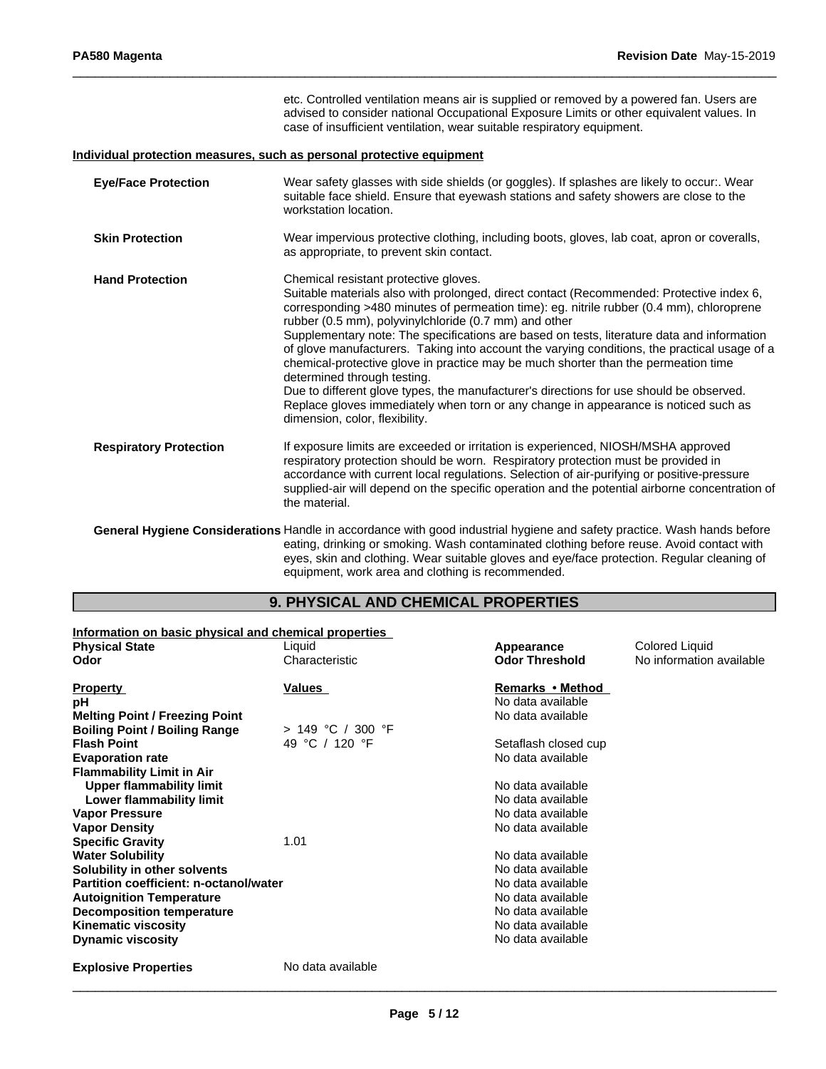etc. Controlled ventilation means air is supplied or removed by a powered fan. Users are advised to consider national Occupational Exposure Limits or other equivalent values. In case of insufficient ventilation, wear suitable respiratory equipment.

**Individual protection measures, such as personal protective equipment**

**Eye/Face Protection** Wear safety glasses with side shields (or goggles). If splashes are likely to occur:. Wear suitable face shield. Ensure that eyewash stations and safety showers are close to the workstation location.

**Skin Protection** Wear impervious protective clothing, including boots, gloves, lab coat, apron or coveralls, as appropriate, to prevent skin contact.

**Hand Protection** Chemical resistant protective gloves.
Suitable materials also with prolonged, direct contact (Recommended: Protective index 6, corresponding >480 minutes of permeation time): eg. nitrile rubber (0.4 mm), chloroprene rubber (0.5 mm), polyvinylchloride (0.7 mm) and other
Supplementary note: The specifications are based on tests, literature data and information of glove manufacturers. Taking into account the varying conditions, the practical usage of a chemical-protective glove in practice may be much shorter than the permeation time determined through testing.
Due to different glove types, the manufacturer's directions for use should be observed. Replace gloves immediately when torn or any change in appearance is noticed such as dimension, color, flexibility.

**Respiratory Protection** If exposure limits are exceeded or irritation is experienced, NIOSH/MSHA approved respiratory protection should be worn. Respiratory protection must be provided in accordance with current local regulations. Selection of air-purifying or positive-pressure supplied-air will depend on the specific operation and the potential airborne concentration of the material.

**General Hygiene Considerations** Handle in accordance with good industrial hygiene and safety practice. Wash hands before eating, drinking or smoking. Wash contaminated clothing before reuse. Avoid contact with eyes, skin and clothing. Wear suitable gloves and eye/face protection. Regular cleaning of equipment, work area and clothing is recommended.

## 9. PHYSICAL AND CHEMICAL PROPERTIES

**Information on basic physical and chemical properties**

| | | | |
|---|---|---|---|
| **Physical State** | Liquid | **Appearance** | Colored Liquid |
| **Odor** | Characteristic | **Odor Threshold** | No information available |

| **Property** | **Values** | **Remarks • Method** |
|---|---|---|
| **pH** | | No data available |
| **Melting Point / Freezing Point** | | No data available |
| **Boiling Point / Boiling Range** | > 149 °C / 300 °F | |
| **Flash Point** | 49 °C / 120 °F | Setaflash closed cup |
| **Evaporation rate** | | No data available |
| **Flammability Limit in Air** | | |
| **Upper flammability limit** | | No data available |
| **Lower flammability limit** | | No data available |
| **Vapor Pressure** | | No data available |
| **Vapor Density** | | No data available |
| **Specific Gravity** | 1.01 | |
| **Water Solubility** | | No data available |
| **Solubility in other solvents** | | No data available |
| **Partition coefficient: n-octanol/water** | | No data available |
| **Autoignition Temperature** | | No data available |
| **Decomposition temperature** | | No data available |
| **Kinematic viscosity** | | No data available |
| **Dynamic viscosity** | | No data available |
| **Explosive Properties** | No data available | |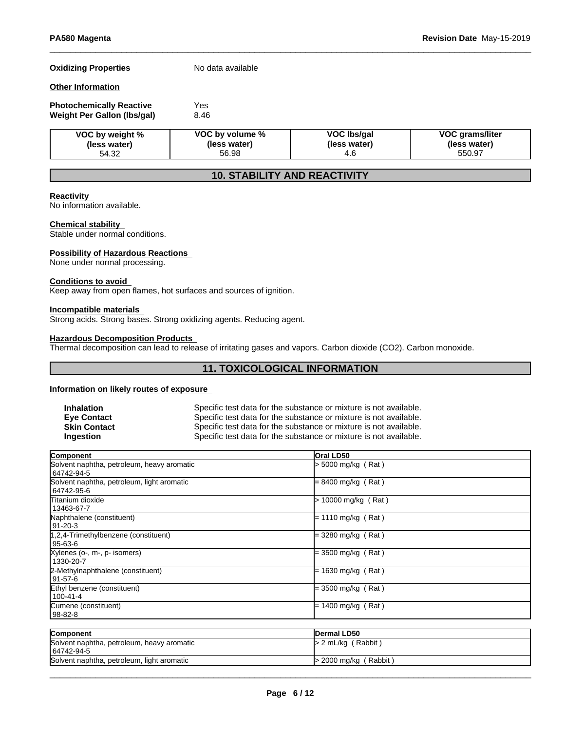**Oxidizing Properties** No data available

**Other Information**

**Photochemically Reactive** Yes
**Weight Per Gallon (lbs/gal)** 8.46

| VOC by weight % (less water) | VOC by volume % (less water) | VOC lbs/gal (less water) | VOC grams/liter (less water) |
|---|---|---|---|
| 54.32 | 56.98 | 4.6 | 550.97 |

## 10. STABILITY AND REACTIVITY

**Reactivity**
No information available.

**Chemical stability**
Stable under normal conditions.

**Possibility of Hazardous Reactions**
None under normal processing.

**Conditions to avoid**
Keep away from open flames, hot surfaces and sources of ignition.

**Incompatible materials**
Strong acids. Strong bases. Strong oxidizing agents. Reducing agent.

**Hazardous Decomposition Products**
Thermal decomposition can lead to release of irritating gases and vapors. Carbon dioxide ($CO_2$). Carbon monoxide.

## 11. TOXICOLOGICAL INFORMATION

**Information on likely routes of exposure**

**Inhalation** Specific test data for the substance or mixture is not available.
**Eye Contact** Specific test data for the substance or mixture is not available.
**Skin Contact** Specific test data for the substance or mixture is not available.
**Ingestion** Specific test data for the substance or mixture is not available.

| Component | Oral LD50 |
|---|---|
| Solvent naphtha, petroleum, heavy aromatic 64742-94-5 | > 5000 mg/kg ( Rat ) |
| Solvent naphtha, petroleum, light aromatic 64742-95-6 | = 8400 mg/kg ( Rat ) |
| Titanium dioxide 13463-67-7 | > 10000 mg/kg ( Rat ) |
| Naphthalene (constituent) 91-20-3 | = 1110 mg/kg ( Rat ) |
| 1,2,4-Trimethylbenzene (constituent) 95-63-6 | = 3280 mg/kg ( Rat ) |
| Xylenes (o-, m-, p- isomers) 1330-20-7 | = 3500 mg/kg ( Rat ) |
| 2-Methylnaphthalene (constituent) 91-57-6 | = 1630 mg/kg ( Rat ) |
| Ethyl benzene (constituent) 100-41-4 | = 3500 mg/kg ( Rat ) |
| Cumene (constituent) 98-82-8 | = 1400 mg/kg ( Rat ) |

| Component | Dermal LD50 |
|---|---|
| Solvent naphtha, petroleum, heavy aromatic 64742-94-5 | > 2 mL/kg ( Rabbit ) |
| Solvent naphtha, petroleum, light aromatic | > 2000 mg/kg ( Rabbit ) |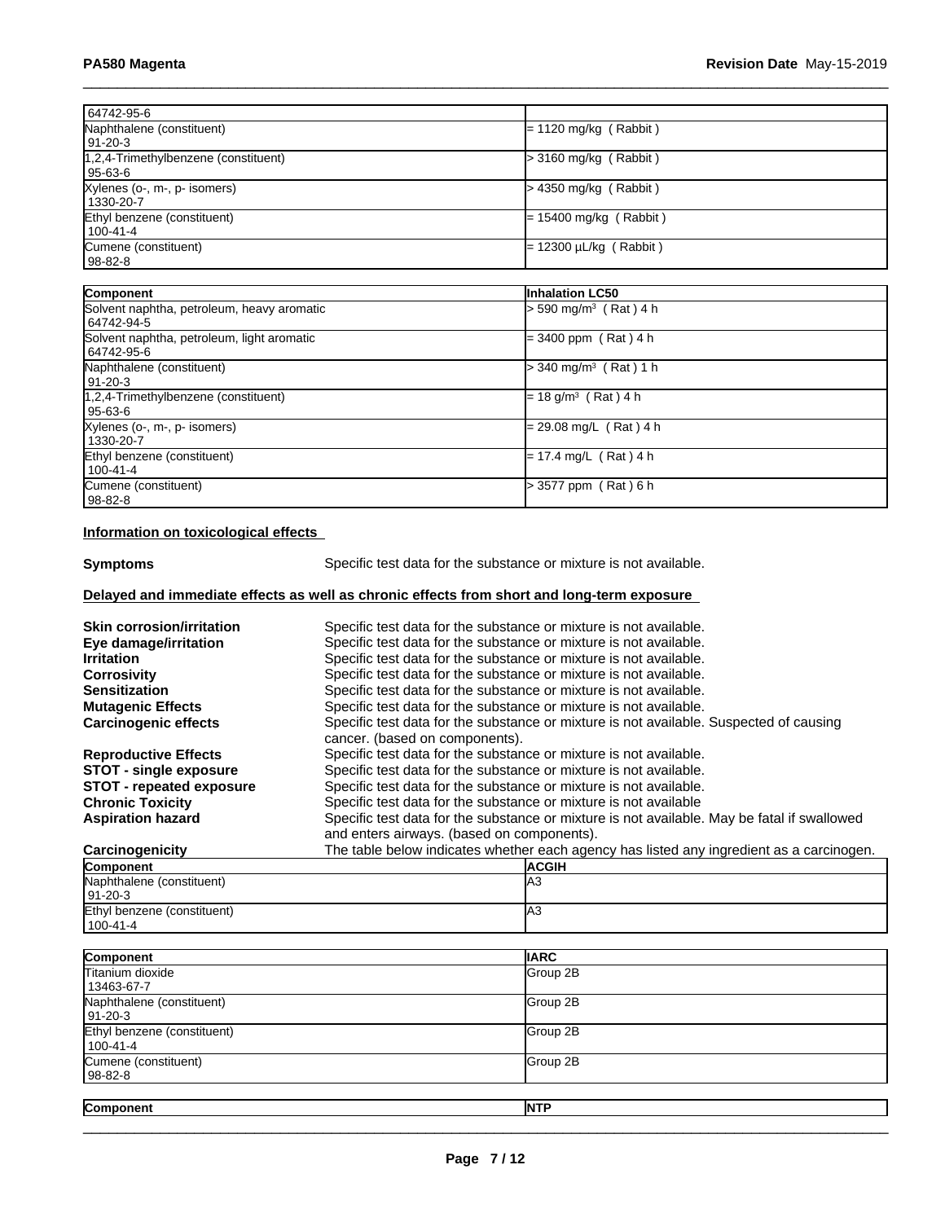| | |
|---|---|
| 64742-95-6 | |
| Naphthalene (constituent) 91-20-3 | = 1120 mg/kg ( Rabbit ) |
| 1,2,4-Trimethylbenzene (constituent) 95-63-6 | > 3160 mg/kg ( Rabbit ) |
| Xylenes (o-, m-, p- isomers) 1330-20-7 | > 4350 mg/kg ( Rabbit ) |
| Ethyl benzene (constituent) 100-41-4 | = 15400 mg/kg ( Rabbit ) |
| Cumene (constituent) 98-82-8 | = 12300 µL/kg ( Rabbit ) |

| Component | Inhalation LC50 |
|---|---|
| Solvent naphtha, petroleum, heavy aromatic 64742-94-5 | > 590 mg/m³ ( Rat ) 4 h |
| Solvent naphtha, petroleum, light aromatic 64742-95-6 | = 3400 ppm ( Rat ) 4 h |
| Naphthalene (constituent) 91-20-3 | > 340 mg/m³ ( Rat ) 1 h |
| 1,2,4-Trimethylbenzene (constituent) 95-63-6 | = 18 g/m³ ( Rat ) 4 h |
| Xylenes (o-, m-, p- isomers) 1330-20-7 | = 29.08 mg/L ( Rat ) 4 h |
| Ethyl benzene (constituent) 100-41-4 | = 17.4 mg/L ( Rat ) 4 h |
| Cumene (constituent) 98-82-8 | > 3577 ppm ( Rat ) 6 h |

**Information on toxicological effects**

**Symptoms** Specific test data for the substance or mixture is not available.

**Delayed and immediate effects as well as chronic effects from short and long-term exposure**

**Skin corrosion/irritation** Specific test data for the substance or mixture is not available.
**Eye damage/irritation** Specific test data for the substance or mixture is not available.
**Irritation** Specific test data for the substance or mixture is not available.
**Corrosivity** Specific test data for the substance or mixture is not available.
**Sensitization** Specific test data for the substance or mixture is not available.
**Mutagenic Effects** Specific test data for the substance or mixture is not available.
**Carcinogenic effects** Specific test data for the substance or mixture is not available. Suspected of causing cancer. (based on components).
**Reproductive Effects** Specific test data for the substance or mixture is not available.
**STOT - single exposure** Specific test data for the substance or mixture is not available.
**STOT - repeated exposure** Specific test data for the substance or mixture is not available.
**Chronic Toxicity** Specific test data for the substance or mixture is not available
**Aspiration hazard** Specific test data for the substance or mixture is not available. May be fatal if swallowed and enters airways. (based on components).
**Carcinogenicity** The table below indicates whether each agency has listed any ingredient as a carcinogen.

| Component | ACGIH |
|---|---|
| Naphthalene (constituent) 91-20-3 | A3 |
| Ethyl benzene (constituent) 100-41-4 | A3 |

| Component | IARC |
|---|---|
| Titanium dioxide 13463-67-7 | Group 2B |
| Naphthalene (constituent) 91-20-3 | Group 2B |
| Ethyl benzene (constituent) 100-41-4 | Group 2B |
| Cumene (constituent) 98-82-8 | Group 2B |

| Component | NTP |
|---|---|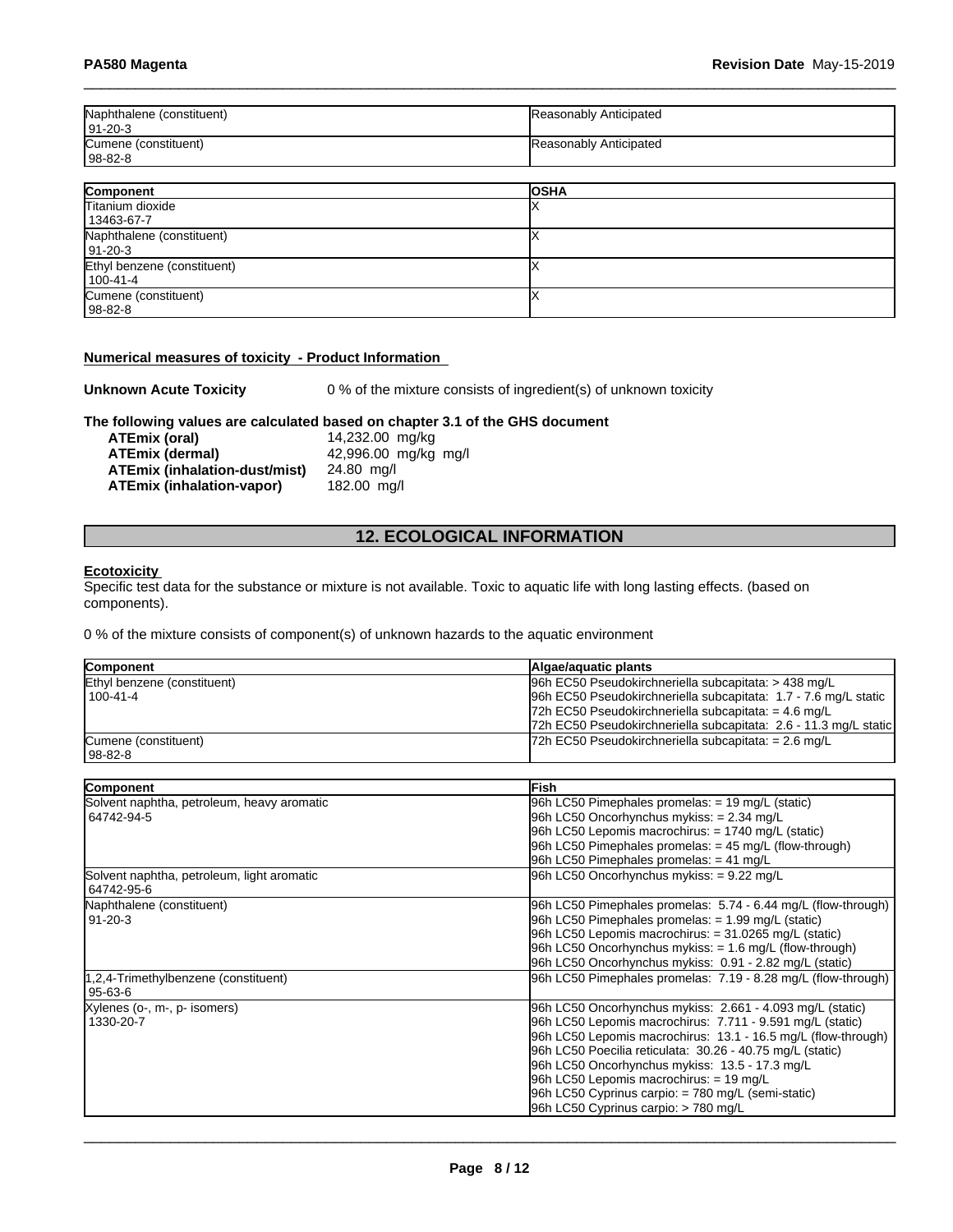| | |
|---|---|
| Naphthalene (constituent)<br>91-20-3 | Reasonably Anticipated |
| Cumene (constituent)<br>98-82-8 | Reasonably Anticipated |

| Component | OSHA |
|---|---|
| Titanium dioxide<br>13463-67-7 | X |
| Naphthalene (constituent)<br>91-20-3 | X |
| Ethyl benzene (constituent)<br>100-41-4 | X |
| Cumene (constituent)<br>98-82-8 | X |

**Numerical measures of toxicity - Product Information**

**Unknown Acute Toxicity** 0 % of the mixture consists of ingredient(s) of unknown toxicity

**The following values are calculated based on chapter 3.1 of the GHS document**

| | |
|---|---|
| **ATEmix (oral)** | 14,232.00 mg/kg |
| **ATEmix (dermal)** | 42,996.00 mg/kg mg/l |
| **ATEmix (inhalation-dust/mist)** | 24.80 mg/l |
| **ATEmix (inhalation-vapor)** | 182.00 mg/l |

## 12. ECOLOGICAL INFORMATION

**Ecotoxicity**

Specific test data for the substance or mixture is not available. Toxic to aquatic life with long lasting effects. (based on components).

0 % of the mixture consists of component(s) of unknown hazards to the aquatic environment

| Component | Algae/aquatic plants |
|---|---|
| Ethyl benzene (constituent)<br>100-41-4 | 96h EC50 Pseudokirchneriella subcapitata: > 438 mg/L<br>96h EC50 Pseudokirchneriella subcapitata: 1.7 - 7.6 mg/L static<br>72h EC50 Pseudokirchneriella subcapitata: = 4.6 mg/L<br>72h EC50 Pseudokirchneriella subcapitata: 2.6 - 11.3 mg/L static |
| Cumene (constituent)<br>98-82-8 | 72h EC50 Pseudokirchneriella subcapitata: = 2.6 mg/L |

| Component | Fish |
|---|---|
| Solvent naphtha, petroleum, heavy aromatic<br>64742-94-5 | 96h LC50 Pimephales promelas: = 19 mg/L (static)<br>96h LC50 Oncorhynchus mykiss: = 2.34 mg/L<br>96h LC50 Lepomis macrochirus: = 1740 mg/L (static)<br>96h LC50 Pimephales promelas: = 45 mg/L (flow-through)<br>96h LC50 Pimephales promelas: = 41 mg/L |
| Solvent naphtha, petroleum, light aromatic<br>64742-95-6 | 96h LC50 Oncorhynchus mykiss: = 9.22 mg/L |
| Naphthalene (constituent)<br>91-20-3 | 96h LC50 Pimephales promelas: 5.74 - 6.44 mg/L (flow-through)<br>96h LC50 Pimephales promelas: = 1.99 mg/L (static)<br>96h LC50 Lepomis macrochirus: = 31.0265 mg/L (static)<br>96h LC50 Oncorhynchus mykiss: = 1.6 mg/L (flow-through)<br>96h LC50 Oncorhynchus mykiss: 0.91 - 2.82 mg/L (static) |
| 1,2,4-Trimethylbenzene (constituent)<br>95-63-6 | 96h LC50 Pimephales promelas: 7.19 - 8.28 mg/L (flow-through) |
| Xylenes (o-, m-, p- isomers)<br>1330-20-7 | 96h LC50 Oncorhynchus mykiss: 2.661 - 4.093 mg/L (static)<br>96h LC50 Lepomis macrochirus: 7.711 - 9.591 mg/L (static)<br>96h LC50 Lepomis macrochirus: 13.1 - 16.5 mg/L (flow-through)<br>96h LC50 Poecilia reticulata: 30.26 - 40.75 mg/L (static)<br>96h LC50 Oncorhynchus mykiss: 13.5 - 17.3 mg/L<br>96h LC50 Lepomis macrochirus: = 19 mg/L<br>96h LC50 Cyprinus carpio: = 780 mg/L (semi-static)<br>96h LC50 Cyprinus carpio: > 780 mg/L |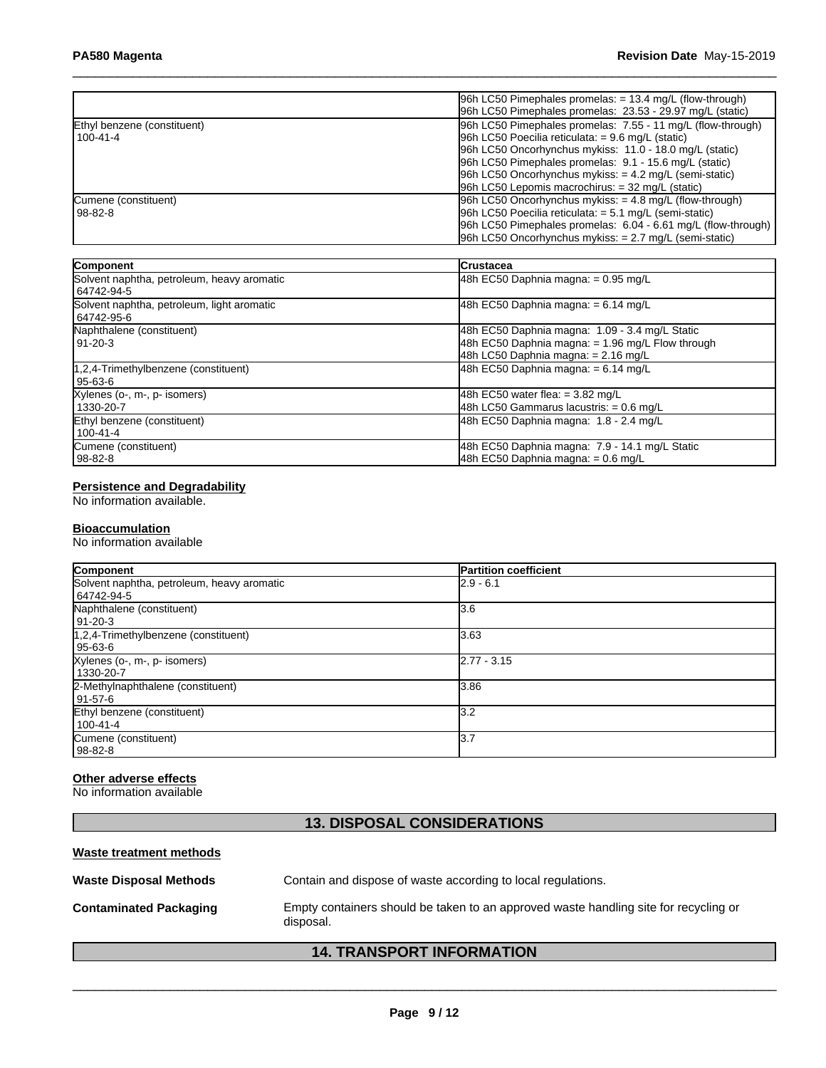| | |
|---|---|
| | 96h LC50 Pimephales promelas: = 13.4 mg/L (flow-through)<br>96h LC50 Pimephales promelas: 23.53 - 29.97 mg/L (static) |
| Ethyl benzene (constituent)<br>100-41-4 | 96h LC50 Pimephales promelas: 7.55 - 11 mg/L (flow-through)<br>96h LC50 Poecilia reticulata: = 9.6 mg/L (static)<br>96h LC50 Oncorhynchus mykiss: 11.0 - 18.0 mg/L (static)<br>96h LC50 Pimephales promelas: 9.1 - 15.6 mg/L (static)<br>96h LC50 Oncorhynchus mykiss: = 4.2 mg/L (semi-static)<br>96h LC50 Lepomis macrochirus: = 32 mg/L (static) |
| Cumene (constituent)<br>98-82-8 | 96h LC50 Oncorhynchus mykiss: = 4.8 mg/L (flow-through)<br>96h LC50 Poecilia reticulata: = 5.1 mg/L (semi-static)<br>96h LC50 Pimephales promelas: 6.04 - 6.61 mg/L (flow-through)<br>96h LC50 Oncorhynchus mykiss: = 2.7 mg/L (semi-static) |

| Component | Crustacea |
|---|---|
| Solvent naphtha, petroleum, heavy aromatic<br>64742-94-5 | 48h EC50 Daphnia magna: = 0.95 mg/L |
| Solvent naphtha, petroleum, light aromatic<br>64742-95-6 | 48h EC50 Daphnia magna: = 6.14 mg/L |
| Naphthalene (constituent)<br>91-20-3 | 48h EC50 Daphnia magna: 1.09 - 3.4 mg/L Static<br>48h EC50 Daphnia magna: = 1.96 mg/L Flow through<br>48h LC50 Daphnia magna: = 2.16 mg/L |
| 1,2,4-Trimethylbenzene (constituent)<br>95-63-6 | 48h EC50 Daphnia magna: = 6.14 mg/L |
| Xylenes (o-, m-, p- isomers)<br>1330-20-7 | 48h EC50 water flea: = 3.82 mg/L<br>48h LC50 Gammarus lacustris: = 0.6 mg/L |
| Ethyl benzene (constituent)<br>100-41-4 | 48h EC50 Daphnia magna: 1.8 - 2.4 mg/L |
| Cumene (constituent)<br>98-82-8 | 48h EC50 Daphnia magna: 7.9 - 14.1 mg/L Static<br>48h EC50 Daphnia magna: = 0.6 mg/L |

**Persistence and Degradability**

No information available.

**Bioaccumulation**

No information available

| Component | Partition coefficient |
|---|---|
| Solvent naphtha, petroleum, heavy aromatic<br>64742-94-5 | 2.9 - 6.1 |
| Naphthalene (constituent)<br>91-20-3 | 3.6 |
| 1,2,4-Trimethylbenzene (constituent)<br>95-63-6 | 3.63 |
| Xylenes (o-, m-, p- isomers)<br>1330-20-7 | 2.77 - 3.15 |
| 2-Methylnaphthalene (constituent)<br>91-57-6 | 3.86 |
| Ethyl benzene (constituent)<br>100-41-4 | 3.2 |
| Cumene (constituent)<br>98-82-8 | 3.7 |

**Other adverse effects**

No information available

## 13. DISPOSAL CONSIDERATIONS

**Waste treatment methods**

**Waste Disposal Methods** Contain and dispose of waste according to local regulations.

**Contaminated Packaging** Empty containers should be taken to an approved waste handling site for recycling or disposal.

## 14. TRANSPORT INFORMATION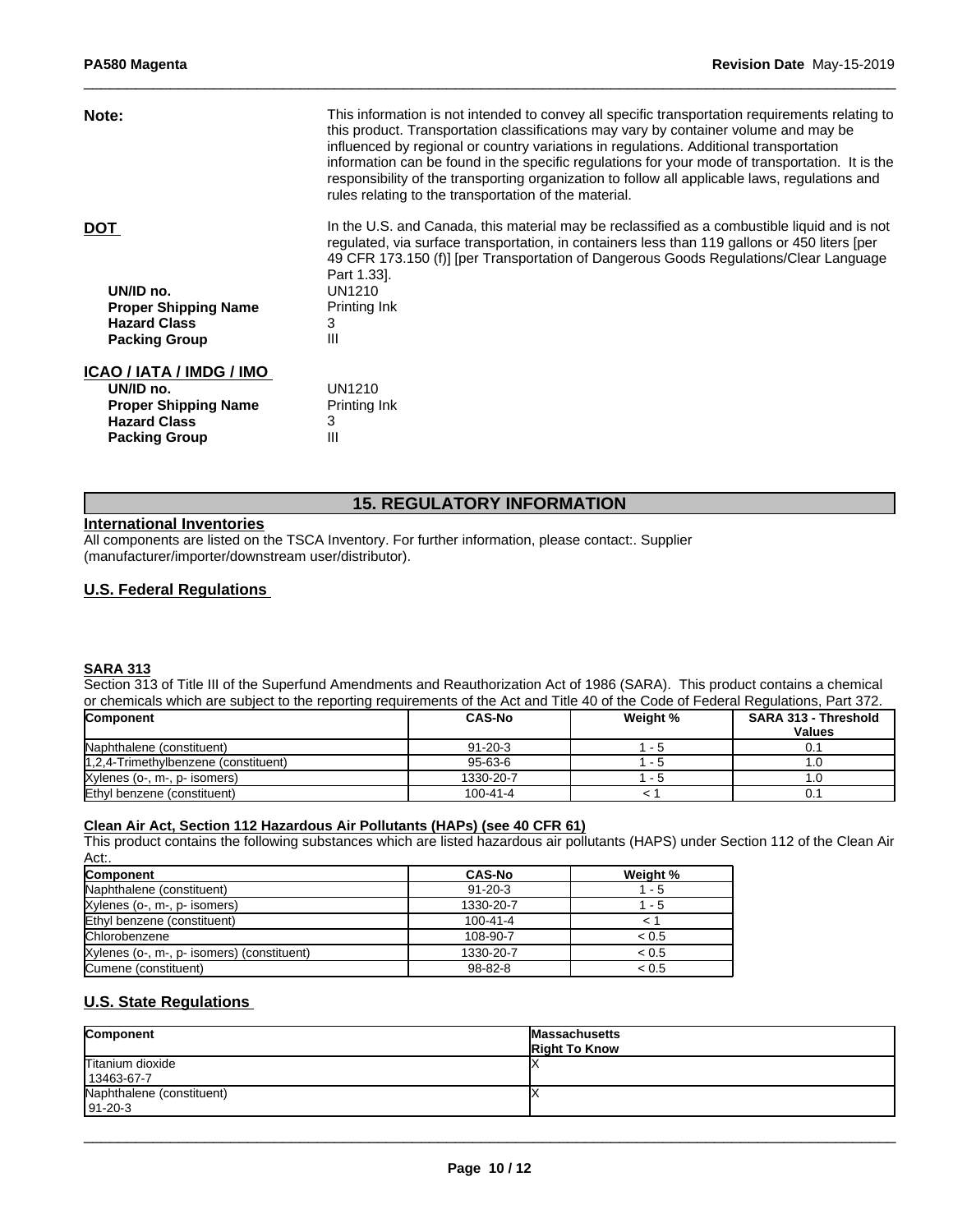**Note:** This information is not intended to convey all specific transportation requirements relating to this product. Transportation classifications may vary by container volume and may be influenced by regional or country variations in regulations. Additional transportation information can be found in the specific regulations for your mode of transportation. It is the responsibility of the transporting organization to follow all applicable laws, regulations and rules relating to the transportation of the material.

**DOT**

In the U.S. and Canada, this material may be reclassified as a combustible liquid and is not regulated, via surface transportation, in containers less than 119 gallons or 450 liters [per 49 CFR 173.150 (f)] [per Transportation of Dangerous Goods Regulations/Clear Language Part 1.33].

**UN/ID no.** UN1210
**Proper Shipping Name** Printing Ink
**Hazard Class** 3
**Packing Group** III

**ICAO / IATA / IMDG / IMO**

**UN/ID no.** UN1210
**Proper Shipping Name** Printing Ink
**Hazard Class** 3
**Packing Group** III

## 15. REGULATORY INFORMATION

### International Inventories

All components are listed on the TSCA Inventory. For further information, please contact:. Supplier (manufacturer/importer/downstream user/distributor).

### U.S. Federal Regulations

#### SARA 313

Section 313 of Title III of the Superfund Amendments and Reauthorization Act of 1986 (SARA). This product contains a chemical or chemicals which are subject to the reporting requirements of the Act and Title 40 of the Code of Federal Regulations, Part 372.

| Component | CAS-No | Weight % | SARA 313 - Threshold Values |
|---|---|---|---|
| Naphthalene (constituent) | 91-20-3 | 1 - 5 | 0.1 |
| 1,2,4-Trimethylbenzene (constituent) | 95-63-6 | 1 - 5 | 1.0 |
| Xylenes (o-, m-, p- isomers) | 1330-20-7 | 1 - 5 | 1.0 |
| Ethyl benzene (constituent) | 100-41-4 | < 1 | 0.1 |

#### Clean Air Act, Section 112 Hazardous Air Pollutants (HAPs) (see 40 CFR 61)

This product contains the following substances which are listed hazardous air pollutants (HAPS) under Section 112 of the Clean Air Act:.

| Component | CAS-No | Weight % |
|---|---|---|
| Naphthalene (constituent) | 91-20-3 | 1 - 5 |
| Xylenes (o-, m-, p- isomers) | 1330-20-7 | 1 - 5 |
| Ethyl benzene (constituent) | 100-41-4 | < 1 |
| Chlorobenzene | 108-90-7 | < 0.5 |
| Xylenes (o-, m-, p- isomers) (constituent) | 1330-20-7 | < 0.5 |
| Cumene (constituent) | 98-82-8 | < 0.5 |

### U.S. State Regulations

| Component | Massachusetts Right To Know |
|---|---|
| Titanium dioxide 13463-67-7 | X |
| Naphthalene (constituent) 91-20-3 | X |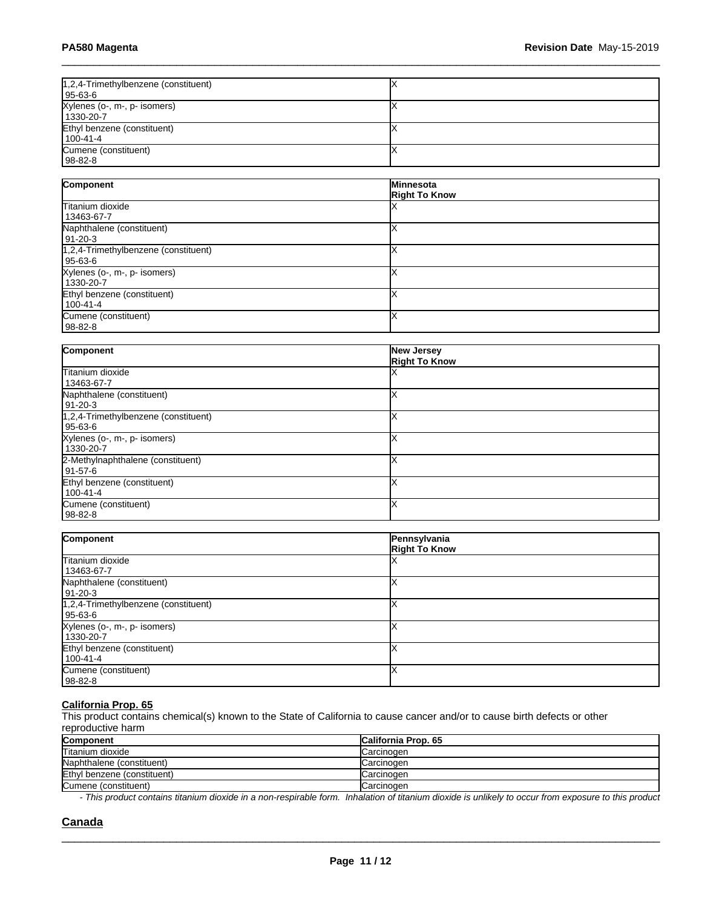| | |
|---|---|
| 1,2,4-Trimethylbenzene (constituent) 95-63-6 | X |
| Xylenes (o-, m-, p- isomers) 1330-20-7 | X |
| Ethyl benzene (constituent) 100-41-4 | X |
| Cumene (constituent) 98-82-8 | X |

| Component | Minnesota Right To Know |
|---|---|
| Titanium dioxide 13463-67-7 | X |
| Naphthalene (constituent) 91-20-3 | X |
| 1,2,4-Trimethylbenzene (constituent) 95-63-6 | X |
| Xylenes (o-, m-, p- isomers) 1330-20-7 | X |
| Ethyl benzene (constituent) 100-41-4 | X |
| Cumene (constituent) 98-82-8 | X |

| Component | New Jersey Right To Know |
|---|---|
| Titanium dioxide 13463-67-7 | X |
| Naphthalene (constituent) 91-20-3 | X |
| 1,2,4-Trimethylbenzene (constituent) 95-63-6 | X |
| Xylenes (o-, m-, p- isomers) 1330-20-7 | X |
| 2-Methylnaphthalene (constituent) 91-57-6 | X |
| Ethyl benzene (constituent) 100-41-4 | X |
| Cumene (constituent) 98-82-8 | X |

| Component | Pennsylvania Right To Know |
|---|---|
| Titanium dioxide 13463-67-7 | X |
| Naphthalene (constituent) 91-20-3 | X |
| 1,2,4-Trimethylbenzene (constituent) 95-63-6 | X |
| Xylenes (o-, m-, p- isomers) 1330-20-7 | X |
| Ethyl benzene (constituent) 100-41-4 | X |
| Cumene (constituent) 98-82-8 | X |

**California Prop. 65**

This product contains chemical(s) known to the State of California to cause cancer and/or to cause birth defects or other reproductive harm

| Component | California Prop. 65 |
|---|---|
| Titanium dioxide | Carcinogen |
| Naphthalene (constituent) | Carcinogen |
| Ethyl benzene (constituent) | Carcinogen |
| Cumene (constituent) | Carcinogen |

*- This product contains titanium dioxide in a non-respirable form. Inhalation of titanium dioxide is unlikely to occur from exposure to this product*

## Canada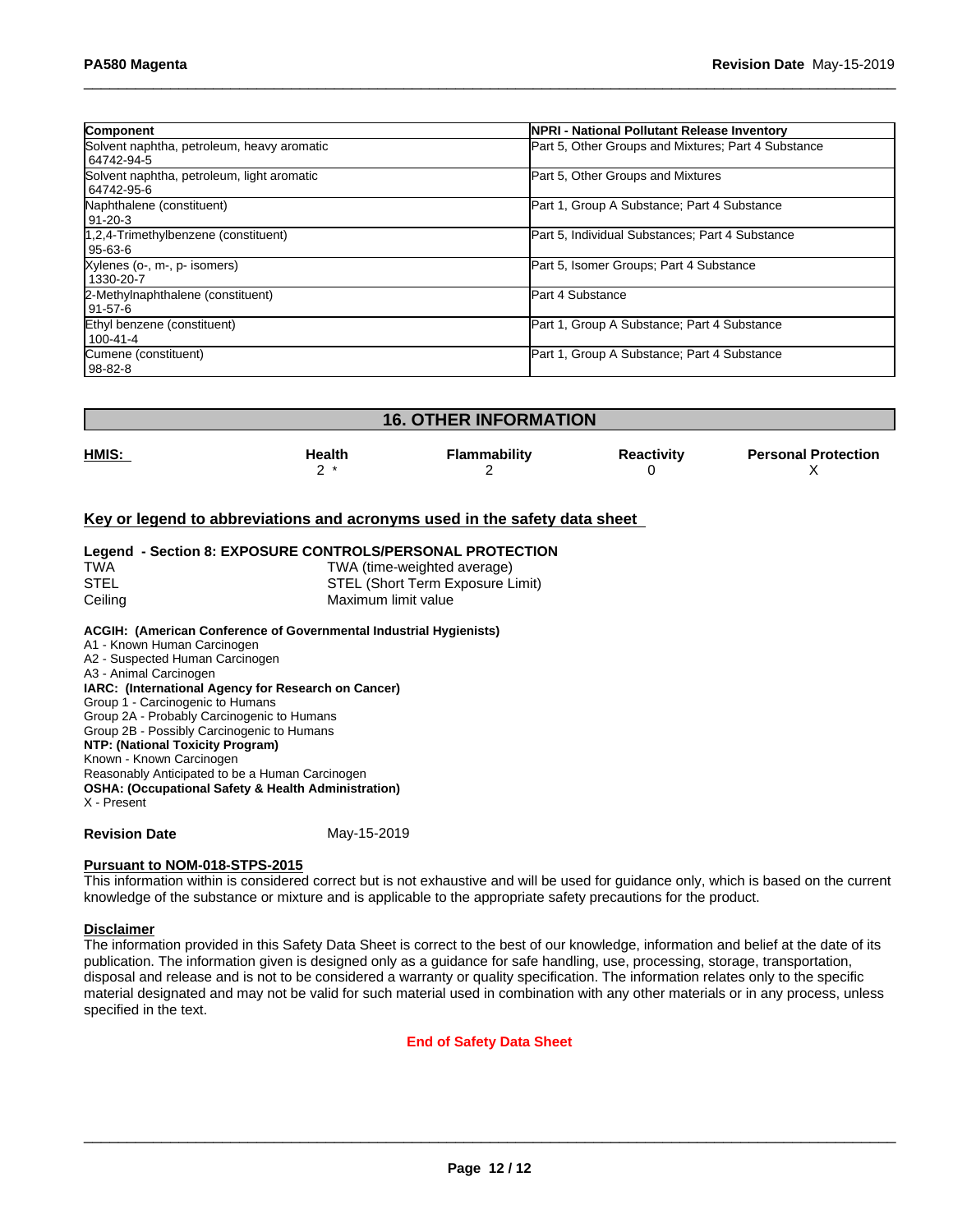| Component | NPRI - National Pollutant Release Inventory |
| --- | --- |
| Solvent naphtha, petroleum, heavy aromatic<br>64742-94-5 | Part 5, Other Groups and Mixtures; Part 4 Substance |
| Solvent naphtha, petroleum, light aromatic<br>64742-95-6 | Part 5, Other Groups and Mixtures |
| Naphthalene (constituent)<br>91-20-3 | Part 1, Group A Substance; Part 4 Substance |
| 1,2,4-Trimethylbenzene (constituent)<br>95-63-6 | Part 5, Individual Substances; Part 4 Substance |
| Xylenes (o-, m-, p- isomers)<br>1330-20-7 | Part 5, Isomer Groups; Part 4 Substance |
| 2-Methylnaphthalene (constituent)<br>91-57-6 | Part 4 Substance |
| Ethyl benzene (constituent)<br>100-41-4 | Part 1, Group A Substance; Part 4 Substance |
| Cumene (constituent)<br>98-82-8 | Part 1, Group A Substance; Part 4 Substance |

## 16. OTHER INFORMATION

| HMIS: | Health | Flammability | Reactivity | Personal Protection |
| --- | --- | --- | --- | --- |
| | 2 * | 2 | 0 | X |

### Key or legend to abbreviations and acronyms used in the safety data sheet

**Legend - Section 8: EXPOSURE CONTROLS/PERSONAL PROTECTION**

| | |
| --- | --- |
| TWA | TWA (time-weighted average) |
| STEL | STEL (Short Term Exposure Limit) |
| Ceiling | Maximum limit value |

**ACGIH: (American Conference of Governmental Industrial Hygienists)**
A1 - Known Human Carcinogen
A2 - Suspected Human Carcinogen
A3 - Animal Carcinogen
**IARC: (International Agency for Research on Cancer)**
Group 1 - Carcinogenic to Humans
Group 2A - Probably Carcinogenic to Humans
Group 2B - Possibly Carcinogenic to Humans
**NTP: (National Toxicity Program)**
Known - Known Carcinogen
Reasonably Anticipated to be a Human Carcinogen
**OSHA: (Occupational Safety & Health Administration)**
X - Present

**Revision Date** May-15-2019

**Pursuant to NOM-018-STPS-2015**
This information within is considered correct but is not exhaustive and will be used for guidance only, which is based on the current knowledge of the substance or mixture and is applicable to the appropriate safety precautions for the product.

**Disclaimer**
The information provided in this Safety Data Sheet is correct to the best of our knowledge, information and belief at the date of its publication. The information given is designed only as a guidance for safe handling, use, processing, storage, transportation, disposal and release and is not to be considered a warranty or quality specification. The information relates only to the specific material designated and may not be valid for such material used in combination with any other materials or in any process, unless specified in the text.

**End of Safety Data Sheet**